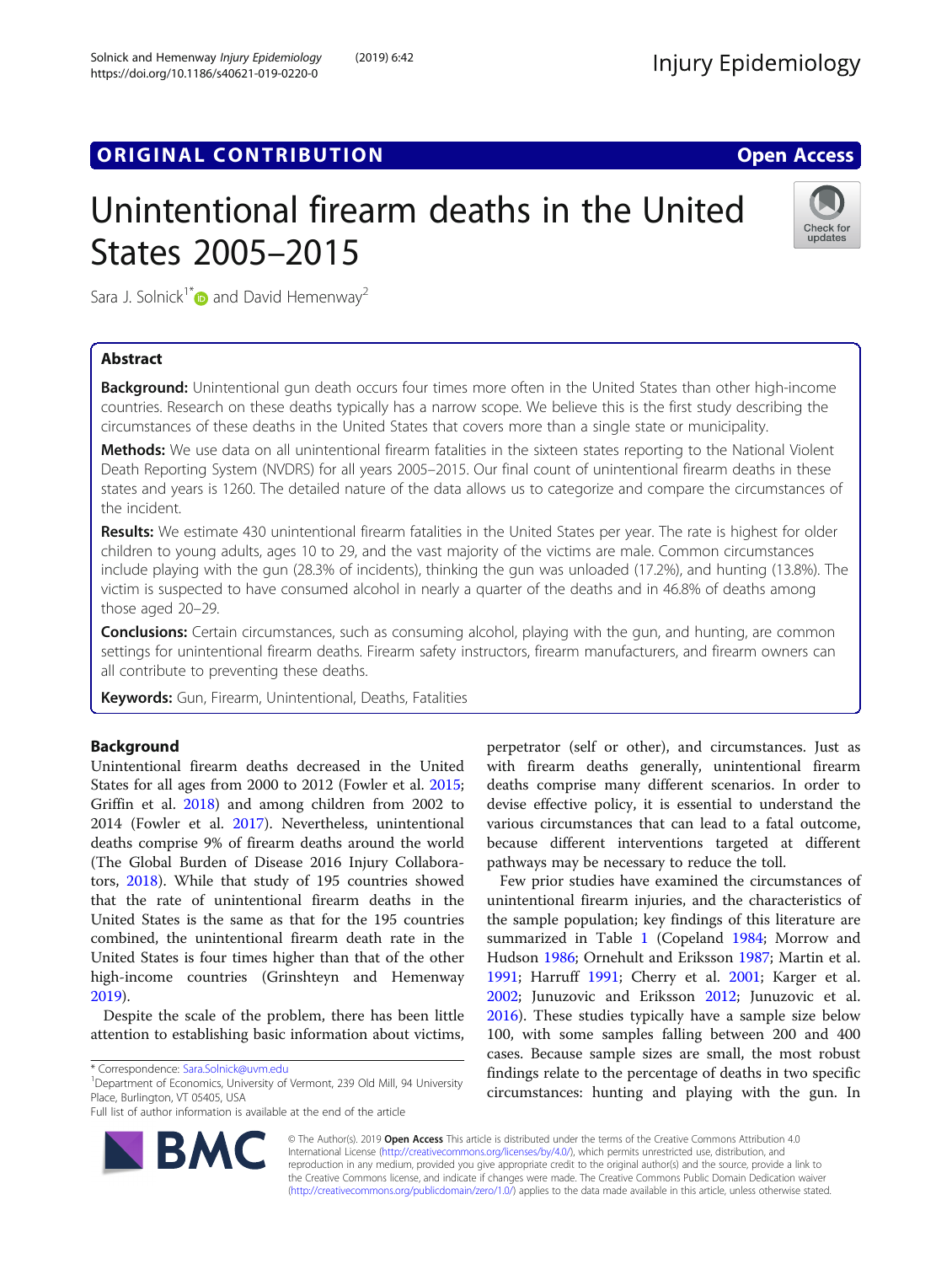ORIGINAL CONTRIBUTION

Open Access

# Unintentional firearm deaths in the United States 2005–2015

Sara J. Solnick[1*] and David Hemenway[2]

## Abstract

**Background:** Unintentional gun death occurs four times more often in the United States than other high-income countries. Research on these deaths typically has a narrow scope. We believe this is the first study describing the circumstances of these deaths in the United States that covers more than a single state or municipality.

**Methods:** We use data on all unintentional firearm fatalities in the sixteen states reporting to the National Violent Death Reporting System (NVDRS) for all years 2005–2015. Our final count of unintentional firearm deaths in these states and years is 1260. The detailed nature of the data allows us to categorize and compare the circumstances of the incident.

**Results:** We estimate 430 unintentional firearm fatalities in the United States per year. The rate is highest for older children to young adults, ages 10 to 29, and the vast majority of the victims are male. Common circumstances include playing with the gun (28.3% of incidents), thinking the gun was unloaded (17.2%), and hunting (13.8%). The victim is suspected to have consumed alcohol in nearly a quarter of the deaths and in 46.8% of deaths among those aged 20–29.

**Conclusions:** Certain circumstances, such as consuming alcohol, playing with the gun, and hunting, are common settings for unintentional firearm deaths. Firearm safety instructors, firearm manufacturers, and firearm owners can all contribute to preventing these deaths.

**Keywords:** Gun, Firearm, Unintentional, Deaths, Fatalities

## Background

Unintentional firearm deaths decreased in the United States for all ages from 2000 to 2012 (Fowler et al. 2015; Griffin et al. 2018) and among children from 2002 to 2014 (Fowler et al. 2017). Nevertheless, unintentional deaths comprise 9% of firearm deaths around the world (The Global Burden of Disease 2016 Injury Collaborators, 2018). While that study of 195 countries showed that the rate of unintentional firearm deaths in the United States is the same as that for the 195 countries combined, the unintentional firearm death rate in the United States is four times higher than that of the other high-income countries (Grinshteyn and Hemenway 2019).

Despite the scale of the problem, there has been little attention to establishing basic information about victims, perpetrator (self or other), and circumstances. Just as with firearm deaths generally, unintentional firearm deaths comprise many different scenarios. In order to devise effective policy, it is essential to understand the various circumstances that can lead to a fatal outcome, because different interventions targeted at different pathways may be necessary to reduce the toll.

Few prior studies have examined the circumstances of unintentional firearm injuries, and the characteristics of the sample population; key findings of this literature are summarized in Table 1 (Copeland 1984; Morrow and Hudson 1986; Ornehult and Eriksson 1987; Martin et al. 1991; Harruff 1991; Cherry et al. 2001; Karger et al. 2002; Junuzovic and Eriksson 2012; Junuzovic et al. 2016). These studies typically have a sample size below 100, with some samples falling between 200 and 400 cases. Because sample sizes are small, the most robust findings relate to the percentage of deaths in two specific circumstances: hunting and playing with the gun. In

\* Correspondence: Sara.Solnick@uvm.edu
[1]Department of Economics, University of Vermont, 239 Old Mill, 94 University Place, Burlington, VT 05405, USA
Full list of author information is available at the end of the article

© The Author(s). 2019 **Open Access** This article is distributed under the terms of the Creative Commons Attribution 4.0 International License (http://creativecommons.org/licenses/by/4.0/), which permits unrestricted use, distribution, and reproduction in any medium, provided you give appropriate credit to the original author(s) and the source, provide a link to the Creative Commons license, and indicate if changes were made. The Creative Commons Public Domain Dedication waiver (http://creativecommons.org/publicdomain/zero/1.0/) applies to the data made available in this article, unless otherwise stated.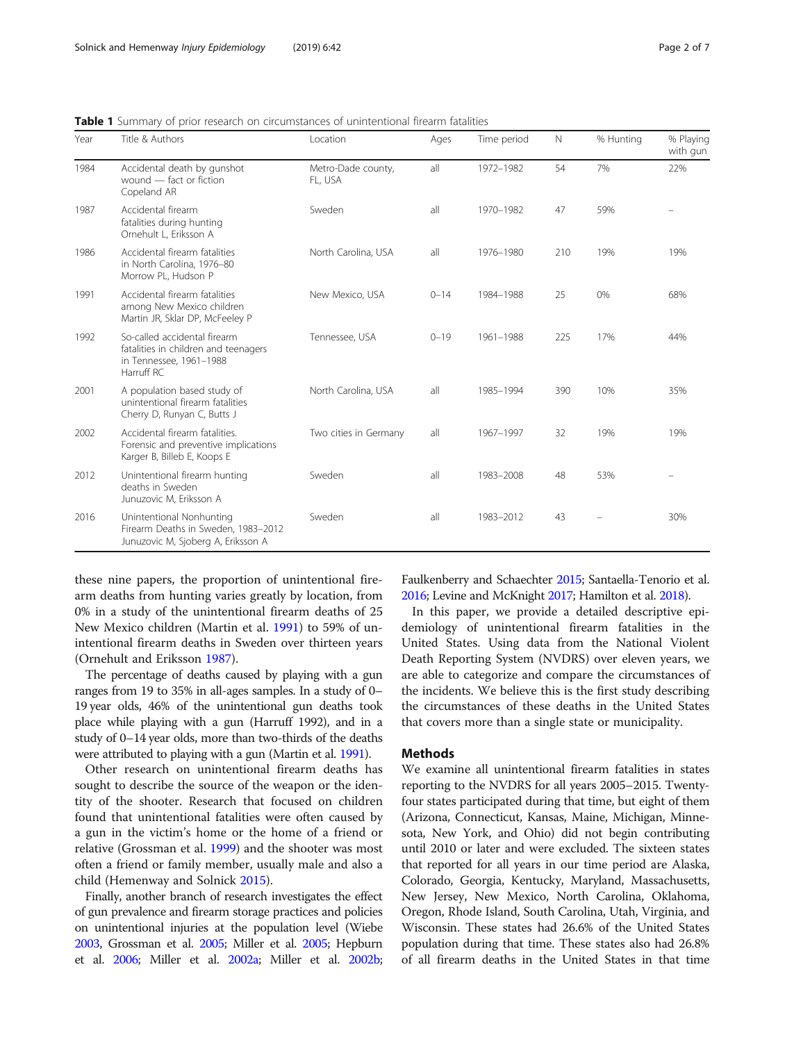**Table 1** Summary of prior research on circumstances of unintentional firearm fatalities

| Year | Title & Authors | Location | Ages | Time period | N | % Hunting | % Playing with gun |
|---|---|---|---|---|---|---|---|
| 1984 | Accidental death by gunshot wound — fact or fiction Copeland AR | Metro-Dade county, FL, USA | all | 1972–1982 | 54 | 7% | 22% |
| 1987 | Accidental firearm fatalities during hunting Ornehult L, Eriksson A | Sweden | all | 1970–1982 | 47 | 59% | – |
| 1986 | Accidental firearm fatalities in North Carolina, 1976–80 Morrow PL, Hudson P | North Carolina, USA | all | 1976–1980 | 210 | 19% | 19% |
| 1991 | Accidental firearm fatalities among New Mexico children Martin JR, Sklar DP, McFeeley P | New Mexico, USA | 0–14 | 1984–1988 | 25 | 0% | 68% |
| 1992 | So-called accidental firearm fatalities in children and teenagers in Tennessee, 1961–1988 Harruff RC | Tennessee, USA | 0–19 | 1961–1988 | 225 | 17% | 44% |
| 2001 | A population based study of unintentional firearm fatalities Cherry D, Runyan C, Butts J | North Carolina, USA | all | 1985–1994 | 390 | 10% | 35% |
| 2002 | Accidental firearm fatalities. Forensic and preventive implications Karger B, Billeb E, Koops E | Two cities in Germany | all | 1967–1997 | 32 | 19% | 19% |
| 2012 | Unintentional firearm hunting deaths in Sweden Junuzovic M, Eriksson A | Sweden | all | 1983–2008 | 48 | 53% | – |
| 2016 | Unintentional Nonhunting Firearm Deaths in Sweden, 1983–2012 Junuzovic M, Sjoberg A, Eriksson A | Sweden | all | 1983–2012 | 43 | – | 30% |

these nine papers, the proportion of unintentional firearm deaths from hunting varies greatly by location, from 0% in a study of the unintentional firearm deaths of 25 New Mexico children (Martin et al. 1991) to 59% of unintentional firearm deaths in Sweden over thirteen years (Ornehult and Eriksson 1987).

The percentage of deaths caused by playing with a gun ranges from 19 to 35% in all-ages samples. In a study of 0–19 year olds, 46% of the unintentional gun deaths took place while playing with a gun (Harruff 1992), and in a study of 0–14 year olds, more than two-thirds of the deaths were attributed to playing with a gun (Martin et al. 1991).

Other research on unintentional firearm deaths has sought to describe the source of the weapon or the identity of the shooter. Research that focused on children found that unintentional fatalities were often caused by a gun in the victim's home or the home of a friend or relative (Grossman et al. 1999) and the shooter was most often a friend or family member, usually male and also a child (Hemenway and Solnick 2015).

Finally, another branch of research investigates the effect of gun prevalence and firearm storage practices and policies on unintentional injuries at the population level (Wiebe 2003, Grossman et al. 2005; Miller et al. 2005; Hepburn et al. 2006; Miller et al. 2002a; Miller et al. 2002b; Faulkenberry and Schaechter 2015; Santaella-Tenorio et al. 2016; Levine and McKnight 2017; Hamilton et al. 2018).

In this paper, we provide a detailed descriptive epidemiology of unintentional firearm fatalities in the United States. Using data from the National Violent Death Reporting System (NVDRS) over eleven years, we are able to categorize and compare the circumstances of the incidents. We believe this is the first study describing the circumstances of these deaths in the United States that covers more than a single state or municipality.

## Methods

We examine all unintentional firearm fatalities in states reporting to the NVDRS for all years 2005–2015. Twenty-four states participated during that time, but eight of them (Arizona, Connecticut, Kansas, Maine, Michigan, Minnesota, New York, and Ohio) did not begin contributing until 2010 or later and were excluded. The sixteen states that reported for all years in our time period are Alaska, Colorado, Georgia, Kentucky, Maryland, Massachusetts, New Jersey, New Mexico, North Carolina, Oklahoma, Oregon, Rhode Island, South Carolina, Utah, Virginia, and Wisconsin. These states had 26.6% of the United States population during that time. These states also had 26.8% of all firearm deaths in the United States in that time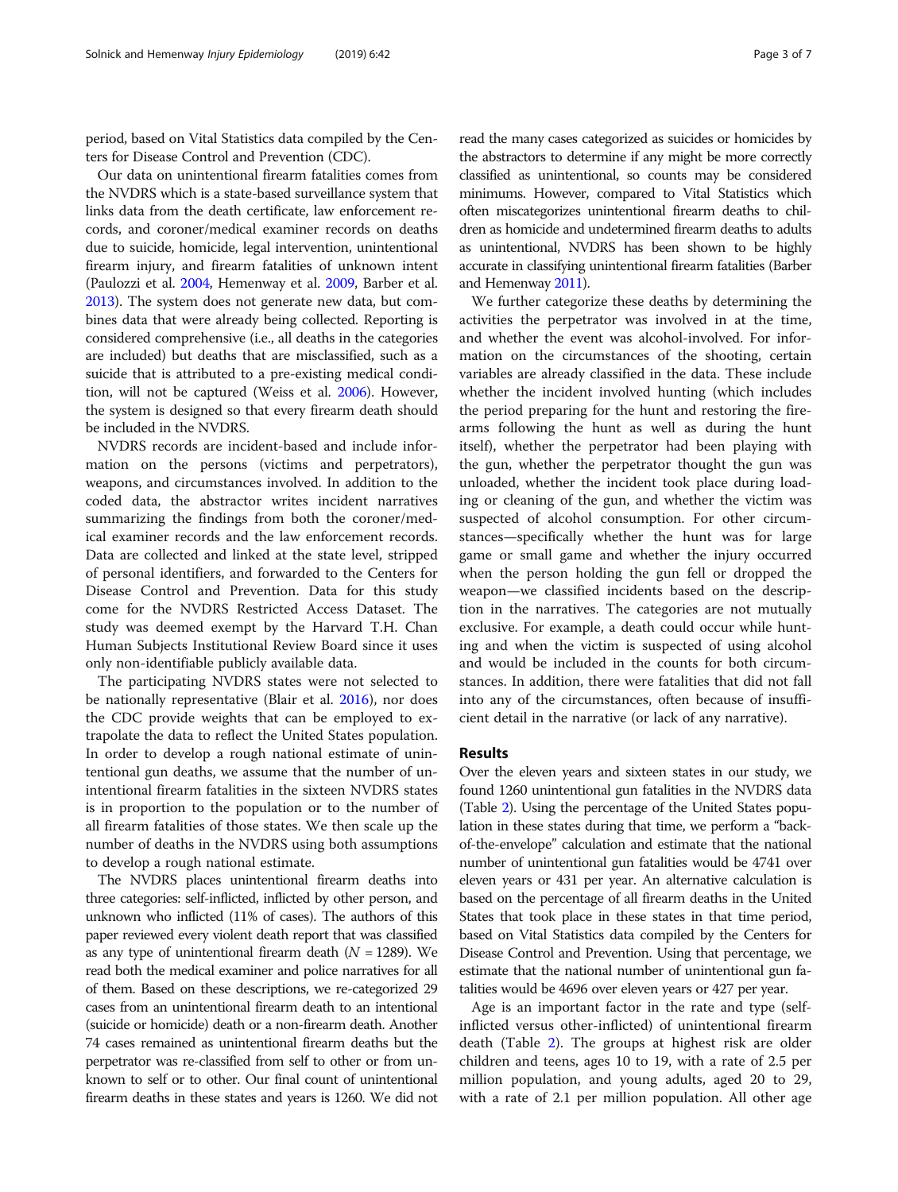period, based on Vital Statistics data compiled by the Centers for Disease Control and Prevention (CDC).

Our data on unintentional firearm fatalities comes from the NVDRS which is a state-based surveillance system that links data from the death certificate, law enforcement records, and coroner/medical examiner records on deaths due to suicide, homicide, legal intervention, unintentional firearm injury, and firearm fatalities of unknown intent (Paulozzi et al. 2004, Hemenway et al. 2009, Barber et al. 2013). The system does not generate new data, but combines data that were already being collected. Reporting is considered comprehensive (i.e., all deaths in the categories are included) but deaths that are misclassified, such as a suicide that is attributed to a pre-existing medical condition, will not be captured (Weiss et al. 2006). However, the system is designed so that every firearm death should be included in the NVDRS.

NVDRS records are incident-based and include information on the persons (victims and perpetrators), weapons, and circumstances involved. In addition to the coded data, the abstractor writes incident narratives summarizing the findings from both the coroner/medical examiner records and the law enforcement records. Data are collected and linked at the state level, stripped of personal identifiers, and forwarded to the Centers for Disease Control and Prevention. Data for this study come for the NVDRS Restricted Access Dataset. The study was deemed exempt by the Harvard T.H. Chan Human Subjects Institutional Review Board since it uses only non-identifiable publicly available data.

The participating NVDRS states were not selected to be nationally representative (Blair et al. 2016), nor does the CDC provide weights that can be employed to extrapolate the data to reflect the United States population. In order to develop a rough national estimate of unintentional gun deaths, we assume that the number of unintentional firearm fatalities in the sixteen NVDRS states is in proportion to the population or to the number of all firearm fatalities of those states. We then scale up the number of deaths in the NVDRS using both assumptions to develop a rough national estimate.

The NVDRS places unintentional firearm deaths into three categories: self-inflicted, inflicted by other person, and unknown who inflicted (11% of cases). The authors of this paper reviewed every violent death report that was classified as any type of unintentional firearm death ($N = 1289$). We read both the medical examiner and police narratives for all of them. Based on these descriptions, we re-categorized 29 cases from an unintentional firearm death to an intentional (suicide or homicide) death or a non-firearm death. Another 74 cases remained as unintentional firearm deaths but the perpetrator was re-classified from self to other or from unknown to self or to other. Our final count of unintentional firearm deaths in these states and years is 1260. We did not read the many cases categorized as suicides or homicides by the abstractors to determine if any might be more correctly classified as unintentional, so counts may be considered minimums. However, compared to Vital Statistics which often miscategorizes unintentional firearm deaths to children as homicide and undetermined firearm deaths to adults as unintentional, NVDRS has been shown to be highly accurate in classifying unintentional firearm fatalities (Barber and Hemenway 2011).

We further categorize these deaths by determining the activities the perpetrator was involved in at the time, and whether the event was alcohol-involved. For information on the circumstances of the shooting, certain variables are already classified in the data. These include whether the incident involved hunting (which includes the period preparing for the hunt and restoring the firearms following the hunt as well as during the hunt itself), whether the perpetrator had been playing with the gun, whether the perpetrator thought the gun was unloaded, whether the incident took place during loading or cleaning of the gun, and whether the victim was suspected of alcohol consumption. For other circumstances—specifically whether the hunt was for large game or small game and whether the injury occurred when the person holding the gun fell or dropped the weapon—we classified incidents based on the description in the narratives. The categories are not mutually exclusive. For example, a death could occur while hunting and when the victim is suspected of using alcohol and would be included in the counts for both circumstances. In addition, there were fatalities that did not fall into any of the circumstances, often because of insufficient detail in the narrative (or lack of any narrative).

## Results

Over the eleven years and sixteen states in our study, we found 1260 unintentional gun fatalities in the NVDRS data (Table 2). Using the percentage of the United States population in these states during that time, we perform a "back-of-the-envelope" calculation and estimate that the national number of unintentional gun fatalities would be 4741 over eleven years or 431 per year. An alternative calculation is based on the percentage of all firearm deaths in the United States that took place in these states in that time period, based on Vital Statistics data compiled by the Centers for Disease Control and Prevention. Using that percentage, we estimate that the national number of unintentional gun fatalities would be 4696 over eleven years or 427 per year.

Age is an important factor in the rate and type (self-inflicted versus other-inflicted) of unintentional firearm death (Table 2). The groups at highest risk are older children and teens, ages 10 to 19, with a rate of 2.5 per million population, and young adults, aged 20 to 29, with a rate of 2.1 per million population. All other age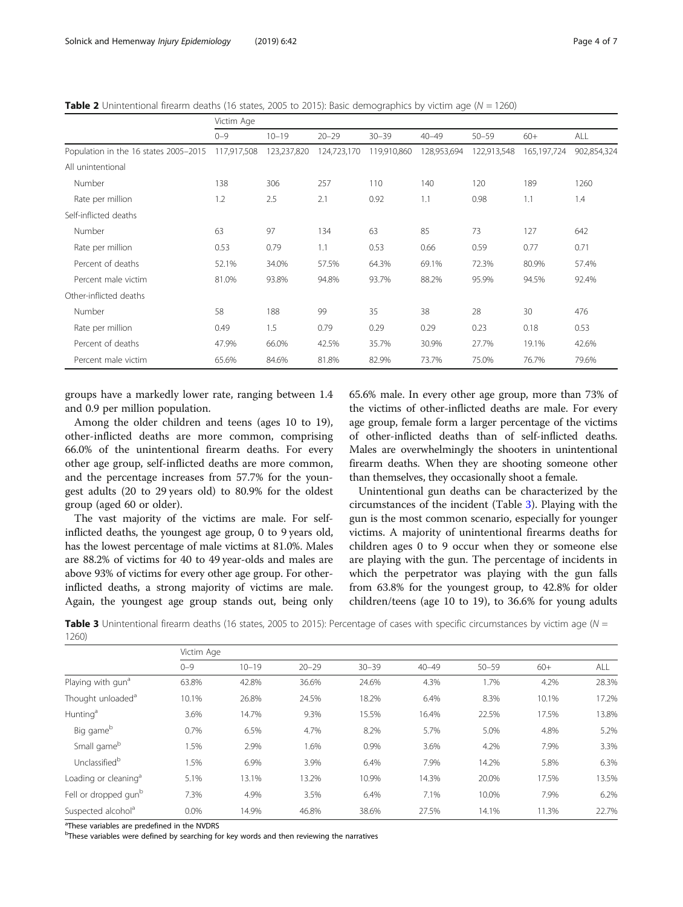**Table 2** Unintentional firearm deaths (16 states, 2005 to 2015): Basic demographics by victim age ($N = 1260$)

| | Victim Age | | | | | | | |
|---|---|---|---|---|---|---|---|---|
| | 0–9 | 10–19 | 20–29 | 30–39 | 40–49 | 50–59 | 60+ | ALL |
| Population in the 16 states 2005–2015 | 117,917,508 | 123,237,820 | 124,723,170 | 119,910,860 | 128,953,694 | 122,913,548 | 165,197,724 | 902,854,324 |
| All unintentional | | | | | | | | |
| Number | 138 | 306 | 257 | 110 | 140 | 120 | 189 | 1260 |
| Rate per million | 1.2 | 2.5 | 2.1 | 0.92 | 1.1 | 0.98 | 1.1 | 1.4 |
| Self-inflicted deaths | | | | | | | | |
| Number | 63 | 97 | 134 | 63 | 85 | 73 | 127 | 642 |
| Rate per million | 0.53 | 0.79 | 1.1 | 0.53 | 0.66 | 0.59 | 0.77 | 0.71 |
| Percent of deaths | 52.1% | 34.0% | 57.5% | 64.3% | 69.1% | 72.3% | 80.9% | 57.4% |
| Percent male victim | 81.0% | 93.8% | 94.8% | 93.7% | 88.2% | 95.9% | 94.5% | 92.4% |
| Other-inflicted deaths | | | | | | | | |
| Number | 58 | 188 | 99 | 35 | 38 | 28 | 30 | 476 |
| Rate per million | 0.49 | 1.5 | 0.79 | 0.29 | 0.29 | 0.23 | 0.18 | 0.53 |
| Percent of deaths | 47.9% | 66.0% | 42.5% | 35.7% | 30.9% | 27.7% | 19.1% | 42.6% |
| Percent male victim | 65.6% | 84.6% | 81.8% | 82.9% | 73.7% | 75.0% | 76.7% | 79.6% |

groups have a markedly lower rate, ranging between 1.4 and 0.9 per million population.

Among the older children and teens (ages 10 to 19), other-inflicted deaths are more common, comprising 66.0% of the unintentional firearm deaths. For every other age group, self-inflicted deaths are more common, and the percentage increases from 57.7% for the youngest adults (20 to 29 years old) to 80.9% for the oldest group (aged 60 or older).

The vast majority of the victims are male. For self-inflicted deaths, the youngest age group, 0 to 9 years old, has the lowest percentage of male victims at 81.0%. Males are 88.2% of victims for 40 to 49 year-olds and males are above 93% of victims for every other age group. For other-inflicted deaths, a strong majority of victims are male. Again, the youngest age group stands out, being only 65.6% male. In every other age group, more than 73% of the victims of other-inflicted deaths are male. For every age group, female form a larger percentage of the victims of other-inflicted deaths than of self-inflicted deaths. Males are overwhelmingly the shooters in unintentional firearm deaths. When they are shooting someone other than themselves, they occasionally shoot a female.

Unintentional gun deaths can be characterized by the circumstances of the incident (Table 3). Playing with the gun is the most common scenario, especially for younger victims. A majority of unintentional firearms deaths for children ages 0 to 9 occur when they or someone else are playing with the gun. The percentage of incidents in which the perpetrator was playing with the gun falls from 63.8% for the youngest group, to 42.8% for older children/teens (age 10 to 19), to 36.6% for young adults

**Table 3** Unintentional firearm deaths (16 states, 2005 to 2015): Percentage of cases with specific circumstances by victim age ($N = 1260$)

| | Victim Age | | | | | | | |
|---|---|---|---|---|---|---|---|---|
| | 0–9 | 10–19 | 20–29 | 30–39 | 40–49 | 50–59 | 60+ | ALL |
| Playing with gun[a] | 63.8% | 42.8% | 36.6% | 24.6% | 4.3% | 1.7% | 4.2% | 28.3% |
| Thought unloaded[a] | 10.1% | 26.8% | 24.5% | 18.2% | 6.4% | 8.3% | 10.1% | 17.2% |
| Hunting[a] | 3.6% | 14.7% | 9.3% | 15.5% | 16.4% | 22.5% | 17.5% | 13.8% |
| Big game[b] | 0.7% | 6.5% | 4.7% | 8.2% | 5.7% | 5.0% | 4.8% | 5.2% |
| Small game[b] | 1.5% | 2.9% | 1.6% | 0.9% | 3.6% | 4.2% | 7.9% | 3.3% |
| Unclassified[b] | 1.5% | 6.9% | 3.9% | 6.4% | 7.9% | 14.2% | 5.8% | 6.3% |
| Loading or cleaning[a] | 5.1% | 13.1% | 13.2% | 10.9% | 14.3% | 20.0% | 17.5% | 13.5% |
| Fell or dropped gun[b] | 7.3% | 4.9% | 3.5% | 6.4% | 7.1% | 10.0% | 7.9% | 6.2% |
| Suspected alcohol[a] | 0.0% | 14.9% | 46.8% | 38.6% | 27.5% | 14.1% | 11.3% | 22.7% |

[a]These variables are predefined in the NVDRS

[b]These variables were defined by searching for key words and then reviewing the narratives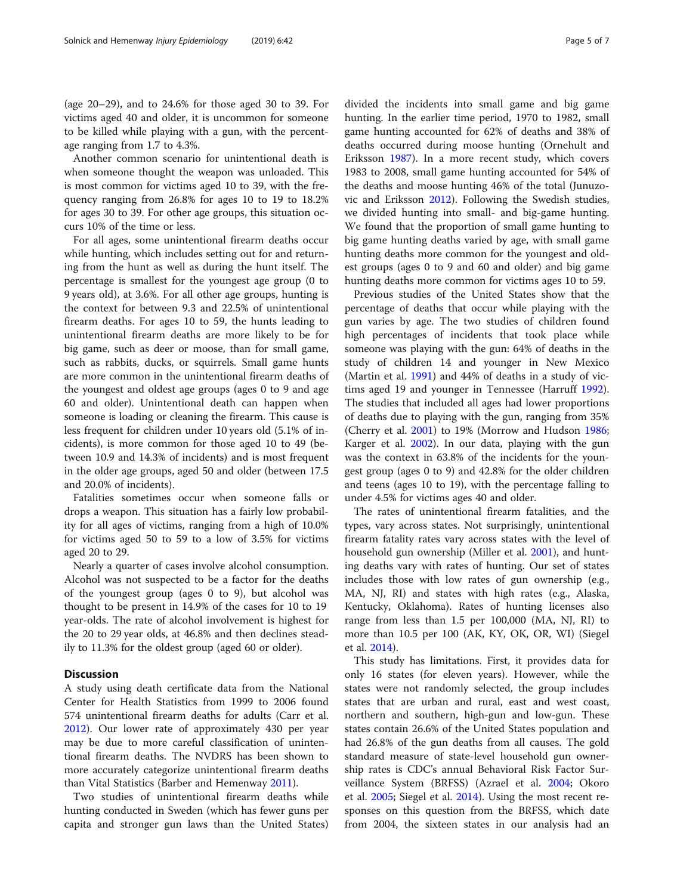(age 20–29), and to 24.6% for those aged 30 to 39. For victims aged 40 and older, it is uncommon for someone to be killed while playing with a gun, with the percentage ranging from 1.7 to 4.3%.

Another common scenario for unintentional death is when someone thought the weapon was unloaded. This is most common for victims aged 10 to 39, with the frequency ranging from 26.8% for ages 10 to 19 to 18.2% for ages 30 to 39. For other age groups, this situation occurs 10% of the time or less.

For all ages, some unintentional firearm deaths occur while hunting, which includes setting out for and returning from the hunt as well as during the hunt itself. The percentage is smallest for the youngest age group (0 to 9 years old), at 3.6%. For all other age groups, hunting is the context for between 9.3 and 22.5% of unintentional firearm deaths. For ages 10 to 59, the hunts leading to unintentional firearm deaths are more likely to be for big game, such as deer or moose, than for small game, such as rabbits, ducks, or squirrels. Small game hunts are more common in the unintentional firearm deaths of the youngest and oldest age groups (ages 0 to 9 and age 60 and older). Unintentional death can happen when someone is loading or cleaning the firearm. This cause is less frequent for children under 10 years old (5.1% of incidents), is more common for those aged 10 to 49 (between 10.9 and 14.3% of incidents) and is most frequent in the older age groups, aged 50 and older (between 17.5 and 20.0% of incidents).

Fatalities sometimes occur when someone falls or drops a weapon. This situation has a fairly low probability for all ages of victims, ranging from a high of 10.0% for victims aged 50 to 59 to a low of 3.5% for victims aged 20 to 29.

Nearly a quarter of cases involve alcohol consumption. Alcohol was not suspected to be a factor for the deaths of the youngest group (ages 0 to 9), but alcohol was thought to be present in 14.9% of the cases for 10 to 19 year-olds. The rate of alcohol involvement is highest for the 20 to 29 year olds, at 46.8% and then declines steadily to 11.3% for the oldest group (aged 60 or older).

## Discussion

A study using death certificate data from the National Center for Health Statistics from 1999 to 2006 found 574 unintentional firearm deaths for adults (Carr et al. 2012). Our lower rate of approximately 430 per year may be due to more careful classification of unintentional firearm deaths. The NVDRS has been shown to more accurately categorize unintentional firearm deaths than Vital Statistics (Barber and Hemenway 2011).

Two studies of unintentional firearm deaths while hunting conducted in Sweden (which has fewer guns per capita and stronger gun laws than the United States) divided the incidents into small game and big game hunting. In the earlier time period, 1970 to 1982, small game hunting accounted for 62% of deaths and 38% of deaths occurred during moose hunting (Ornehult and Eriksson 1987). In a more recent study, which covers 1983 to 2008, small game hunting accounted for 54% of the deaths and moose hunting 46% of the total (Junuzovic and Eriksson 2012). Following the Swedish studies, we divided hunting into small- and big-game hunting. We found that the proportion of small game hunting to big game hunting deaths varied by age, with small game hunting deaths more common for the youngest and oldest groups (ages 0 to 9 and 60 and older) and big game hunting deaths more common for victims ages 10 to 59.

Previous studies of the United States show that the percentage of deaths that occur while playing with the gun varies by age. The two studies of children found high percentages of incidents that took place while someone was playing with the gun: 64% of deaths in the study of children 14 and younger in New Mexico (Martin et al. 1991) and 44% of deaths in a study of victims aged 19 and younger in Tennessee (Harruff 1992). The studies that included all ages had lower proportions of deaths due to playing with the gun, ranging from 35% (Cherry et al. 2001) to 19% (Morrow and Hudson 1986; Karger et al. 2002). In our data, playing with the gun was the context in 63.8% of the incidents for the youngest group (ages 0 to 9) and 42.8% for the older children and teens (ages 10 to 19), with the percentage falling to under 4.5% for victims ages 40 and older.

The rates of unintentional firearm fatalities, and the types, vary across states. Not surprisingly, unintentional firearm fatality rates vary across states with the level of household gun ownership (Miller et al. 2001), and hunting deaths vary with rates of hunting. Our set of states includes those with low rates of gun ownership (e.g., MA, NJ, RI) and states with high rates (e.g., Alaska, Kentucky, Oklahoma). Rates of hunting licenses also range from less than 1.5 per 100,000 (MA, NJ, RI) to more than 10.5 per 100 (AK, KY, OK, OR, WI) (Siegel et al. 2014).

This study has limitations. First, it provides data for only 16 states (for eleven years). However, while the states were not randomly selected, the group includes states that are urban and rural, east and west coast, northern and southern, high-gun and low-gun. These states contain 26.6% of the United States population and had 26.8% of the gun deaths from all causes. The gold standard measure of state-level household gun ownership rates is CDC's annual Behavioral Risk Factor Surveillance System (BRFSS) (Azrael et al. 2004; Okoro et al. 2005; Siegel et al. 2014). Using the most recent responses on this question from the BRFSS, which date from 2004, the sixteen states in our analysis had an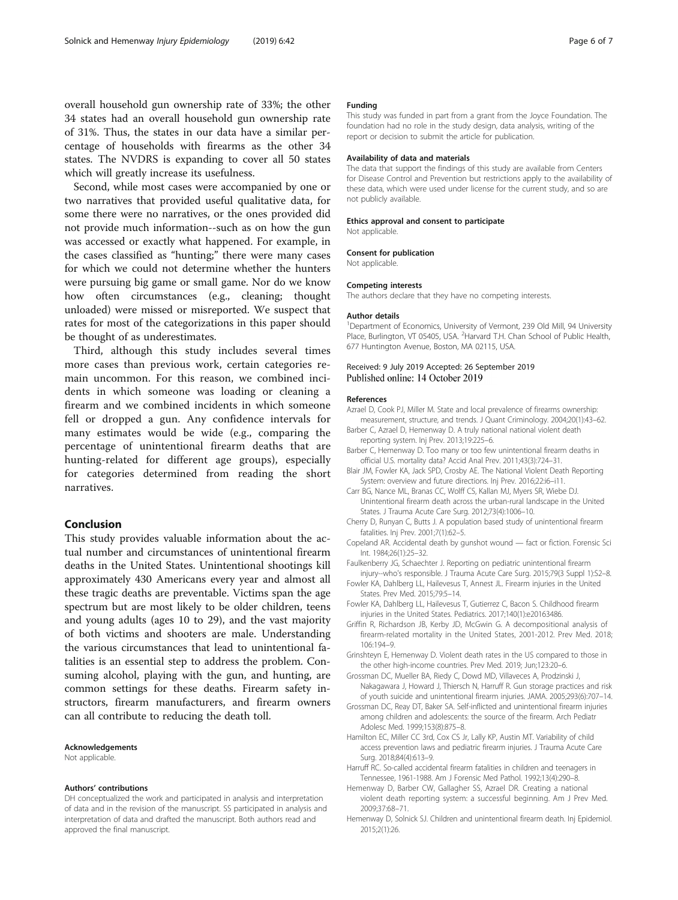overall household gun ownership rate of 33%; the other 34 states had an overall household gun ownership rate of 31%. Thus, the states in our data have a similar percentage of households with firearms as the other 34 states. The NVDRS is expanding to cover all 50 states which will greatly increase its usefulness.

Second, while most cases were accompanied by one or two narratives that provided useful qualitative data, for some there were no narratives, or the ones provided did not provide much information--such as on how the gun was accessed or exactly what happened. For example, in the cases classified as "hunting;" there were many cases for which we could not determine whether the hunters were pursuing big game or small game. Nor do we know how often circumstances (e.g., cleaning; thought unloaded) were missed or misreported. We suspect that rates for most of the categorizations in this paper should be thought of as underestimates.

Third, although this study includes several times more cases than previous work, certain categories remain uncommon. For this reason, we combined incidents in which someone was loading or cleaning a firearm and we combined incidents in which someone fell or dropped a gun. Any confidence intervals for many estimates would be wide (e.g., comparing the percentage of unintentional firearm deaths that are hunting-related for different age groups), especially for categories determined from reading the short narratives.

## Conclusion

This study provides valuable information about the actual number and circumstances of unintentional firearm deaths in the United States. Unintentional shootings kill approximately 430 Americans every year and almost all these tragic deaths are preventable. Victims span the age spectrum but are most likely to be older children, teens and young adults (ages 10 to 29), and the vast majority of both victims and shooters are male. Understanding the various circumstances that lead to unintentional fatalities is an essential step to address the problem. Consuming alcohol, playing with the gun, and hunting, are common settings for these deaths. Firearm safety instructors, firearm manufacturers, and firearm owners can all contribute to reducing the death toll.

#### Acknowledgements

Not applicable.

#### Authors' contributions

DH conceptualized the work and participated in analysis and interpretation of data and in the revision of the manuscript. SS participated in analysis and interpretation of data and drafted the manuscript. Both authors read and approved the final manuscript.

#### Funding

This study was funded in part from a grant from the Joyce Foundation. The foundation had no role in the study design, data analysis, writing of the report or decision to submit the article for publication.

#### Availability of data and materials

The data that support the findings of this study are available from Centers for Disease Control and Prevention but restrictions apply to the availability of these data, which were used under license for the current study, and so are not publicly available.

#### Ethics approval and consent to participate

Not applicable.

#### Consent for publication

Not applicable.

#### Competing interests

The authors declare that they have no competing interests.

#### Author details

[1]Department of Economics, University of Vermont, 239 Old Mill, 94 University Place, Burlington, VT 05405, USA. [2]Harvard T.H. Chan School of Public Health, 677 Huntington Avenue, Boston, MA 02115, USA.

Received: 9 July 2019 Accepted: 26 September 2019
Published online: 14 October 2019

#### References

- Azrael D, Cook PJ, Miller M. State and local prevalence of firearms ownership: measurement, structure, and trends. J Quant Criminology. 2004;20(1):43–62.
- Barber C, Azrael D, Hemenway D. A truly national national violent death reporting system. Inj Prev. 2013;19:225–6.
- Barber C, Hemenway D. Too many or too few unintentional firearm deaths in official U.S. mortality data? Accid Anal Prev. 2011;43(3):724–31.
- Blair JM, Fowler KA, Jack SPD, Crosby AE. The National Violent Death Reporting System: overview and future directions. Inj Prev. 2016;22:i6–i11.
- Carr BG, Nance ML, Branas CC, Wolff CS, Kallan MJ, Myers SR, Wiebe DJ. Unintentional firearm death across the urban-rural landscape in the United States. J Trauma Acute Care Surg. 2012;73(4):1006–10.
- Cherry D, Runyan C, Butts J. A population based study of unintentional firearm fatalities. Inj Prev. 2001;7(1):62–5.
- Copeland AR. Accidental death by gunshot wound — fact or fiction. Forensic Sci Int. 1984;26(1):25–32.
- Faulkenberry JG, Schaechter J. Reporting on pediatric unintentional firearm injury--who's responsible. J Trauma Acute Care Surg. 2015;79(3 Suppl 1):S2–8.
- Fowler KA, Dahlberg LL, Hailevesus T, Annest JL. Firearm injuries in the United States. Prev Med. 2015;79:5–14.
- Fowler KA, Dahlberg LL, Hailevesus T, Gutierrez C, Bacon S. Childhood firearm injuries in the United States. Pediatrics. 2017;140(1):e20163486.
- Griffin R, Richardson JB, Kerby JD, McGwin G. A decompositional analysis of firearm-related mortality in the United States, 2001-2012. Prev Med. 2018; 106:194–9.
- Grinshteyn E, Hemenway D. Violent death rates in the US compared to those in the other high-income countries. Prev Med. 2019; Jun;123:20–6.
- Grossman DC, Mueller BA, Riedy C, Dowd MD, Villaveces A, Prodzinski J, Nakagawara J, Howard J, Thiersch N, Harruff R. Gun storage practices and risk of youth suicide and unintentional firearm injuries. JAMA. 2005;293(6):707–14.
- Grossman DC, Reay DT, Baker SA. Self-inflicted and unintentional firearm injuries among children and adolescents: the source of the firearm. Arch Pediatr Adolesc Med. 1999;153(8):875–8.
- Hamilton EC, Miller CC 3rd, Cox CS Jr, Lally KP, Austin MT. Variability of child access prevention laws and pediatric firearm injuries. J Trauma Acute Care Surg. 2018;84(4):613–9.
- Harruff RC. So-called accidental firearm fatalities in children and teenagers in Tennessee, 1961-1988. Am J Forensic Med Pathol. 1992;13(4):290–8.
- Hemenway D, Barber CW, Gallagher SS, Azrael DR. Creating a national violent death reporting system: a successful beginning. Am J Prev Med. 2009;37:68–71.
- Hemenway D, Solnick SJ. Children and unintentional firearm death. Inj Epidemiol. 2015;2(1):26.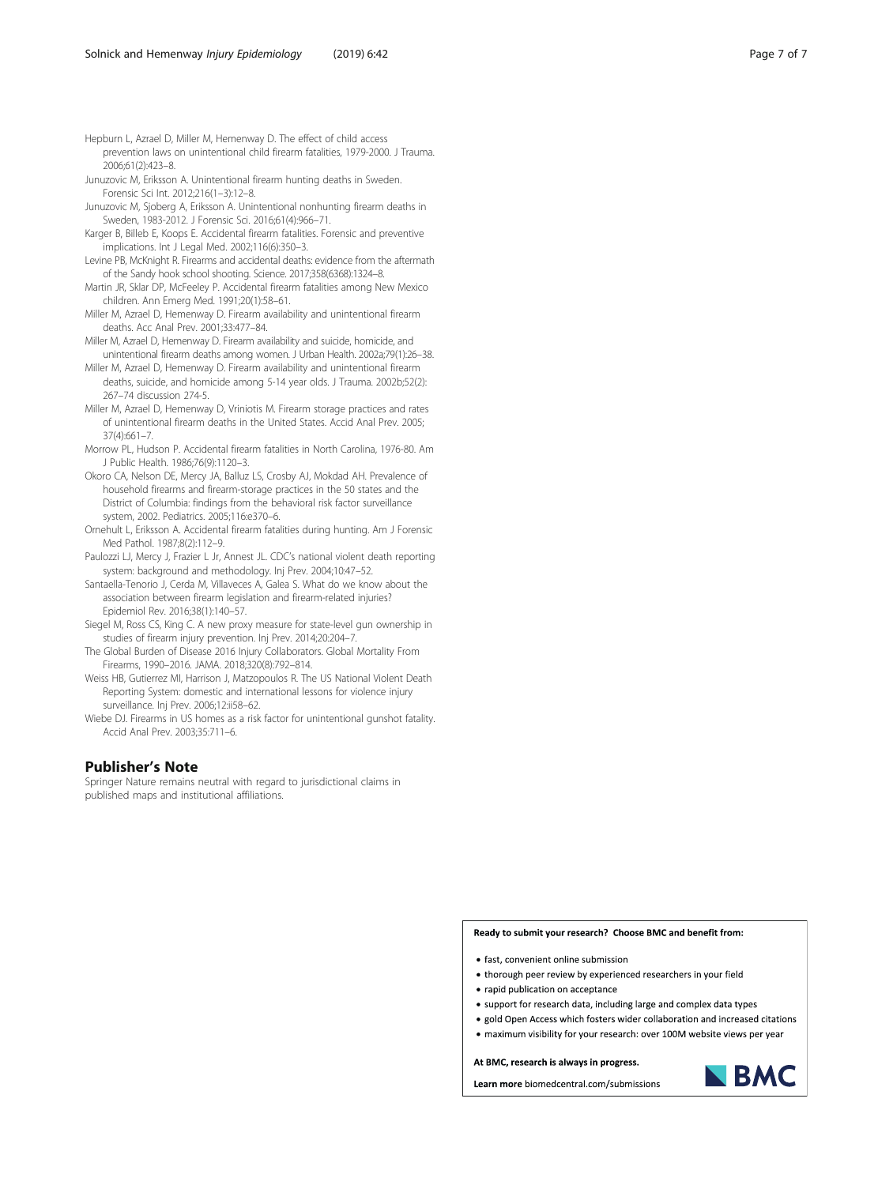Hepburn L, Azrael D, Miller M, Hemenway D. The effect of child access prevention laws on unintentional child firearm fatalities, 1979-2000. J Trauma. 2006;61(2):423–8.

Junuzovic M, Eriksson A. Unintentional firearm hunting deaths in Sweden. Forensic Sci Int. 2012;216(1–3):12–8.

Junuzovic M, Sjoberg A, Eriksson A. Unintentional nonhunting firearm deaths in Sweden, 1983-2012. J Forensic Sci. 2016;61(4):966–71.

Karger B, Billeb E, Koops E. Accidental firearm fatalities. Forensic and preventive implications. Int J Legal Med. 2002;116(6):350–3.

Levine PB, McKnight R. Firearms and accidental deaths: evidence from the aftermath of the Sandy hook school shooting. Science. 2017;358(6368):1324–8.

Martin JR, Sklar DP, McFeeley P. Accidental firearm fatalities among New Mexico children. Ann Emerg Med. 1991;20(1):58–61.

Miller M, Azrael D, Hemenway D. Firearm availability and unintentional firearm deaths. Acc Anal Prev. 2001;33:477–84.

Miller M, Azrael D, Hemenway D. Firearm availability and suicide, homicide, and unintentional firearm deaths among women. J Urban Health. 2002a;79(1):26–38.

Miller M, Azrael D, Hemenway D. Firearm availability and unintentional firearm deaths, suicide, and homicide among 5-14 year olds. J Trauma. 2002b;52(2): 267–74 discussion 274-5.

Miller M, Azrael D, Hemenway D, Vriniotis M. Firearm storage practices and rates of unintentional firearm deaths in the United States. Accid Anal Prev. 2005; 37(4):661–7.

Morrow PL, Hudson P. Accidental firearm fatalities in North Carolina, 1976-80. Am J Public Health. 1986;76(9):1120–3.

Okoro CA, Nelson DE, Mercy JA, Balluz LS, Crosby AJ, Mokdad AH. Prevalence of household firearms and firearm-storage practices in the 50 states and the District of Columbia: findings from the behavioral risk factor surveillance system, 2002. Pediatrics. 2005;116:e370–6.

Ornehult L, Eriksson A. Accidental firearm fatalities during hunting. Am J Forensic Med Pathol. 1987;8(2):112–9.

Paulozzi LJ, Mercy J, Frazier L Jr, Annest JL. CDC's national violent death reporting system: background and methodology. Inj Prev. 2004;10:47–52.

Santaella-Tenorio J, Cerda M, Villaveces A, Galea S. What do we know about the association between firearm legislation and firearm-related injuries? Epidemiol Rev. 2016;38(1):140–57.

Siegel M, Ross CS, King C. A new proxy measure for state-level gun ownership in studies of firearm injury prevention. Inj Prev. 2014;20:204–7.

The Global Burden of Disease 2016 Injury Collaborators. Global Mortality From Firearms, 1990–2016. JAMA. 2018;320(8):792–814.

Weiss HB, Gutierrez MI, Harrison J, Matzopoulos R. The US National Violent Death Reporting System: domestic and international lessons for violence injury surveillance. Inj Prev. 2006;12:ii58–62.

Wiebe DJ. Firearms in US homes as a risk factor for unintentional gunshot fatality. Accid Anal Prev. 2003;35:711–6.

## Publisher's Note

Springer Nature remains neutral with regard to jurisdictional claims in published maps and institutional affiliations.

**Ready to submit your research? Choose BMC and benefit from:**

- fast, convenient online submission
- thorough peer review by experienced researchers in your field
- rapid publication on acceptance
- support for research data, including large and complex data types
- gold Open Access which fosters wider collaboration and increased citations
- maximum visibility for your research: over 100M website views per year

**At BMC, research is always in progress.**

**Learn more** biomedcentral.com/submissions

BMC